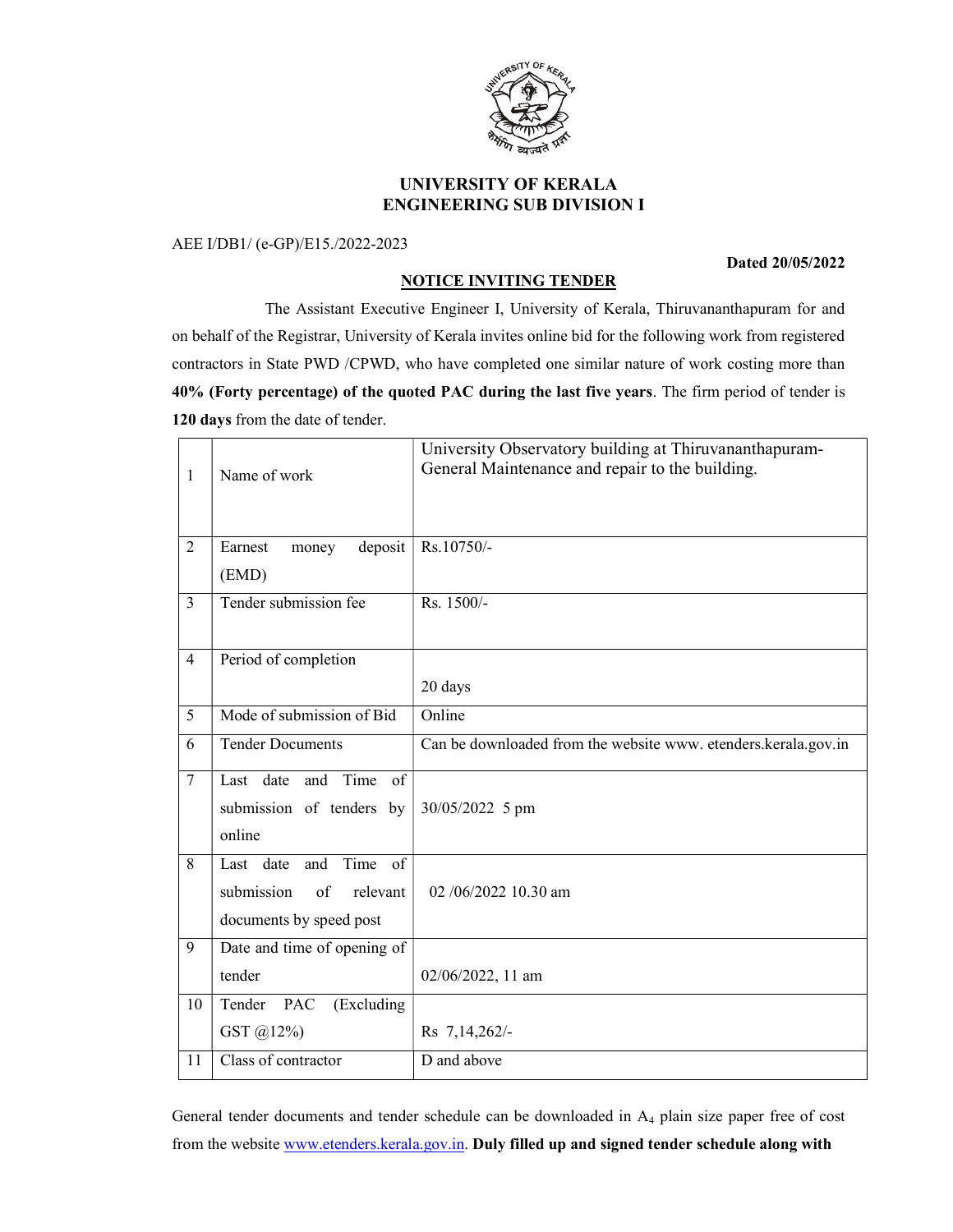# UNIVERSITY OF KERALA
## ENGINEERING SUB DIVISION I

AEE I/DB1/ (e-GP)/E15./2022-2023

**Dated 20/05/2022**

### NOTICE INVITING TENDER

The Assistant Executive Engineer I, University of Kerala, Thiruvananthapuram for and on behalf of the Registrar, University of Kerala invites online bid for the following work from registered contractors in State PWD /CPWD, who have completed one similar nature of work costing more than **40% (Forty percentage) of the quoted PAC during the last five years**. The firm period of tender is **120 days** from the date of tender.

| | | |
|---|---|---|
| 1 | Name of work | University Observatory building at Thiruvananthapuram- General Maintenance and repair to the building. |
| 2 | Earnest money deposit (EMD) | Rs.10750/- |
| 3 | Tender submission fee | Rs. 1500/- |
| 4 | Period of completion | 20 days |
| 5 | Mode of submission of Bid | Online |
| 6 | Tender Documents | Can be downloaded from the website www. etenders.kerala.gov.in |
| 7 | Last date and Time of submission of tenders by online | 30/05/2022 5 pm |
| 8 | Last date and Time of submission of relevant documents by speed post | 02 /06/2022 10.30 am |
| 9 | Date and time of opening of tender | 02/06/2022, 11 am |
| 10 | Tender PAC (Excluding GST @12%) | Rs 7,14,262/- |
| 11 | Class of contractor | D and above |

General tender documents and tender schedule can be downloaded in $A_4$ plain size paper free of cost from the website www.etenders.kerala.gov.in. **Duly filled up and signed tender schedule along with**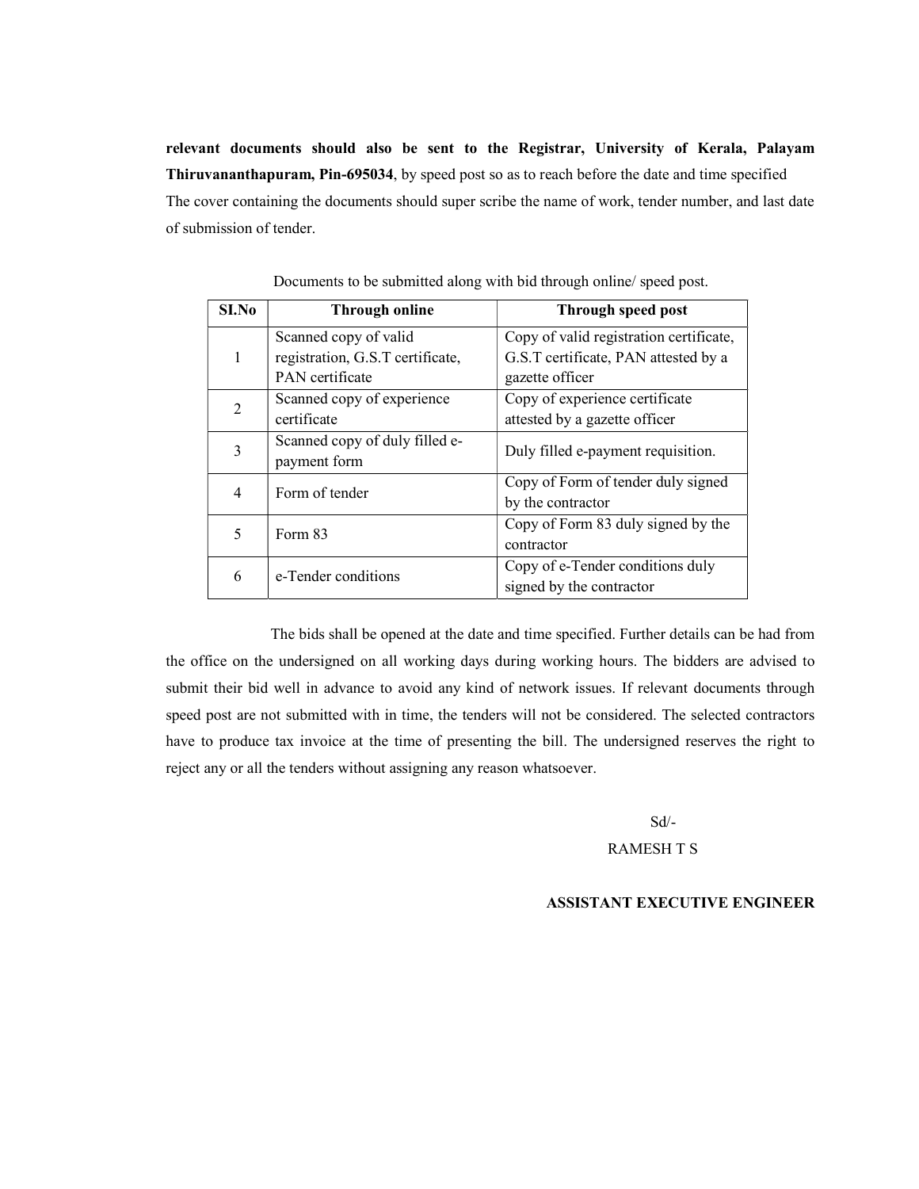**relevant documents should also be sent to the Registrar, University of Kerala, Palayam Thiruvananthapuram, Pin-695034**, by speed post so as to reach before the date and time specified The cover containing the documents should super scribe the name of work, tender number, and last date of submission of tender.

Documents to be submitted along with bid through online/ speed post.

| SI.No | Through online | Through speed post |
|---|---|---|
| 1 | Scanned copy of valid registration, G.S.T certificate, PAN certificate | Copy of valid registration certificate, G.S.T certificate, PAN attested by a gazette officer |
| 2 | Scanned copy of experience certificate | Copy of experience certificate attested by a gazette officer |
| 3 | Scanned copy of duly filled e-payment form | Duly filled e-payment requisition. |
| 4 | Form of tender | Copy of Form of tender duly signed by the contractor |
| 5 | Form 83 | Copy of Form 83 duly signed by the contractor |
| 6 | e-Tender conditions | Copy of e-Tender conditions duly signed by the contractor |

The bids shall be opened at the date and time specified. Further details can be had from the office on the undersigned on all working days during working hours. The bidders are advised to submit their bid well in advance to avoid any kind of network issues. If relevant documents through speed post are not submitted with in time, the tenders will not be considered. The selected contractors have to produce tax invoice at the time of presenting the bill. The undersigned reserves the right to reject any or all the tenders without assigning any reason whatsoever.

Sd/-

RAMESH T S

**ASSISTANT EXECUTIVE ENGINEER**